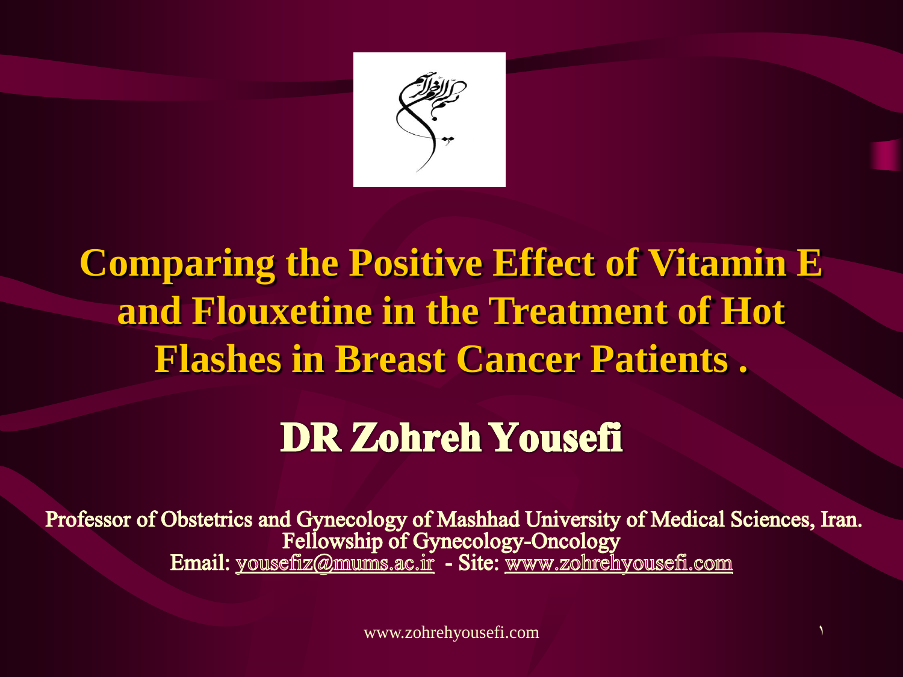# Comparing the Positive Effect of Vitamin E and Flouxetine in the Treatment of Hot Flashes in Breast Cancer Patients .

## DR Zohreh Yousefi

Professor of Obstetrics and Gynecology of Mashhad University of Medical Sciences, Iran.
Fellowship of Gynecology-Oncology
Email: yousefiz@mums.ac.ir - Site: www.zohrehyousefi.com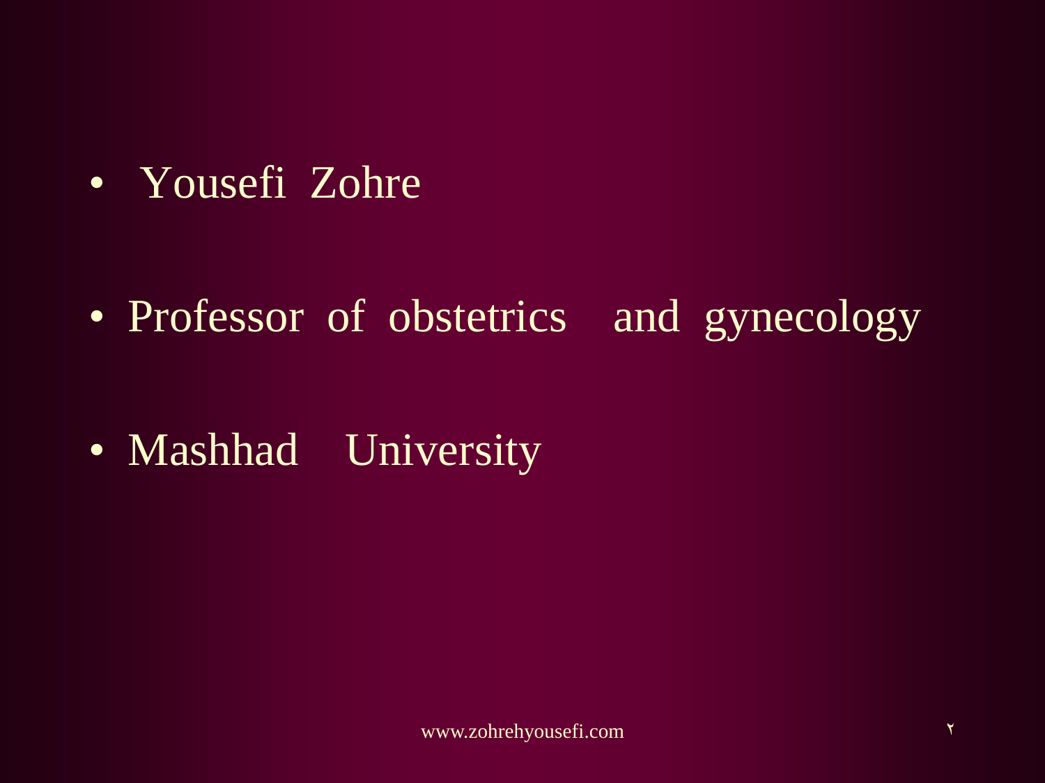- Yousefi Zohre
- Professor of obstetrics and gynecology
- Mashhad University

www.zohrehyousefi.com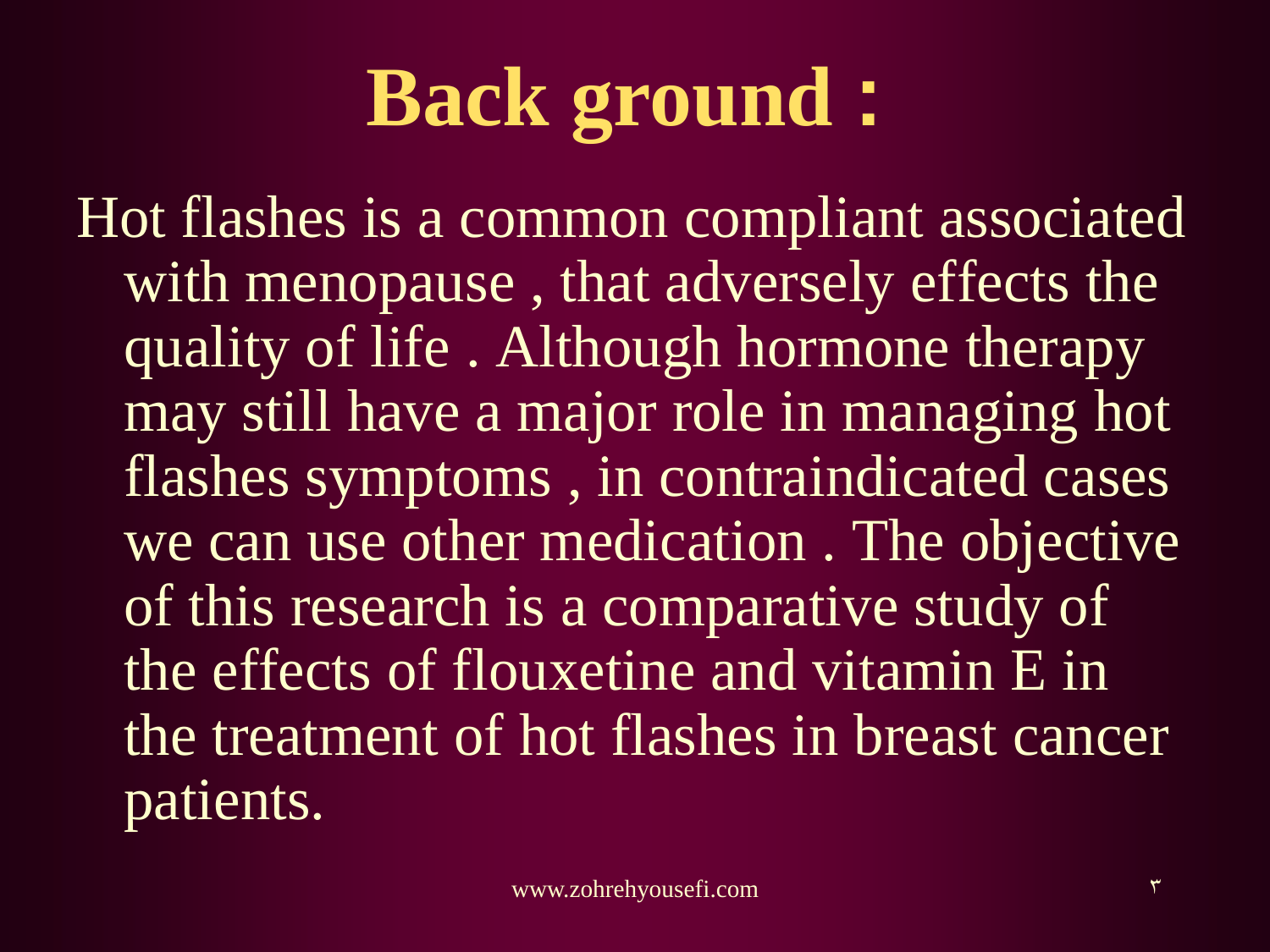# Back ground :

Hot flashes is a common compliant associated with menopause , that adversely effects the quality of life . Although hormone therapy may still have a major role in managing hot flashes symptoms , in contraindicated cases we can use other medication . The objective of this research is a comparative study of the effects of flouxetine and vitamin E in the treatment of hot flashes in breast cancer patients.

www.zohrehyousefi.com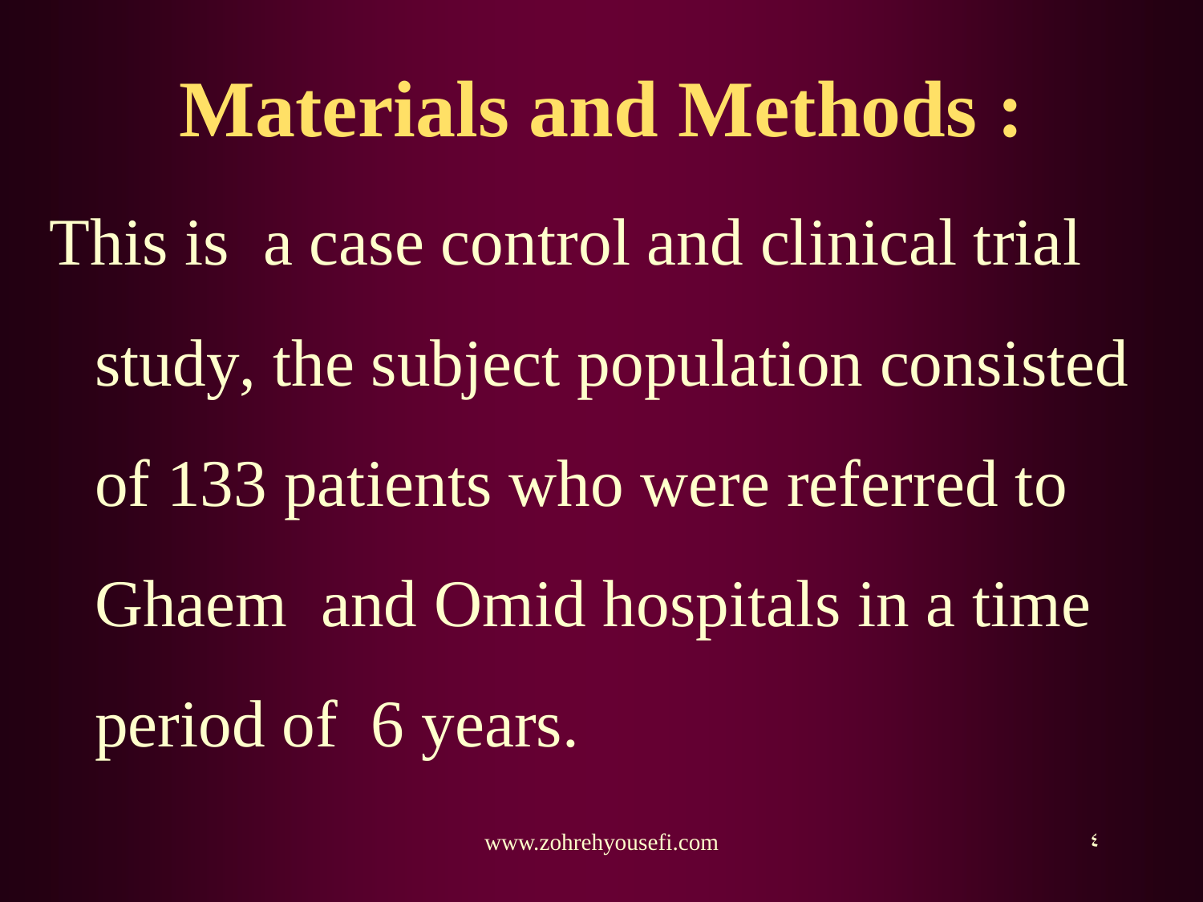# Materials and Methods :

This is a case control and clinical trial study, the subject population consisted of 133 patients who were referred to Ghaem and Omid hospitals in a time period of 6 years.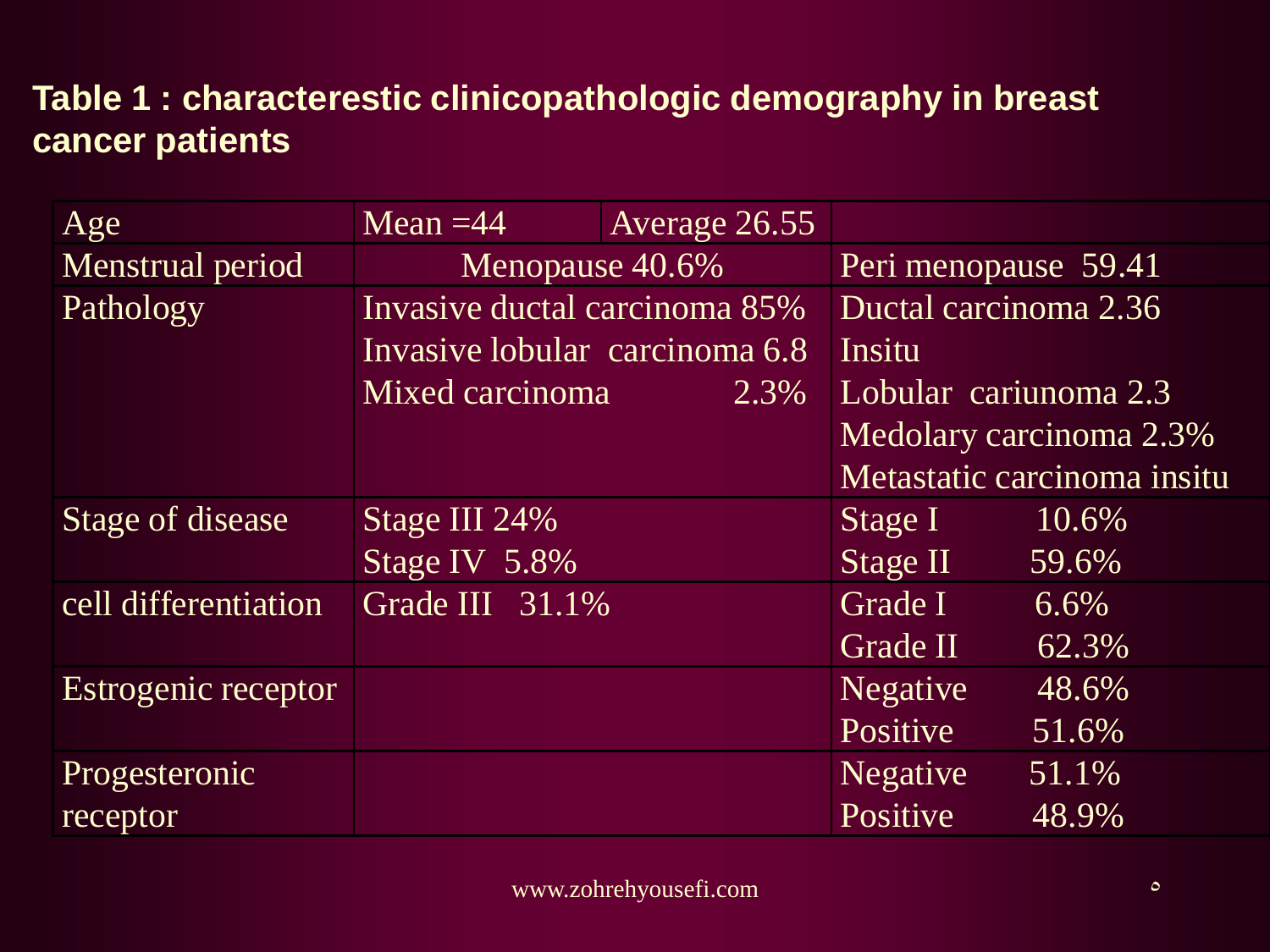**Table 1 : characterestic clinicopathologic demography in breast cancer patients**

| Age | Mean =44 | Average 26.55 | |
|---|---|---|---|
| Menstrual period | Menopause 40.6% | | Peri menopause 59.41 |
| Pathology | Invasive ductal carcinoma 85%<br>Invasive lobular carcinoma 6.8<br>Mixed carcinoma 2.3% | | Ductal carcinoma 2.36<br>Insitu<br>Lobular cariunoma 2.3<br>Medolary carcinoma 2.3%<br>Metastatic carcinoma insitu |
| Stage of disease | Stage III 24%<br>Stage IV 5.8% | | Stage I 10.6%<br>Stage II 59.6% |
| cell differentiation | Grade III 31.1% | | Grade I 6.6%<br>Grade II 62.3% |
| Estrogenic receptor | | | Negative 48.6%<br>Positive 51.6% |
| Progesteronic receptor | | | Negative 51.1%<br>Positive 48.9% |

www.zohreyousefi.com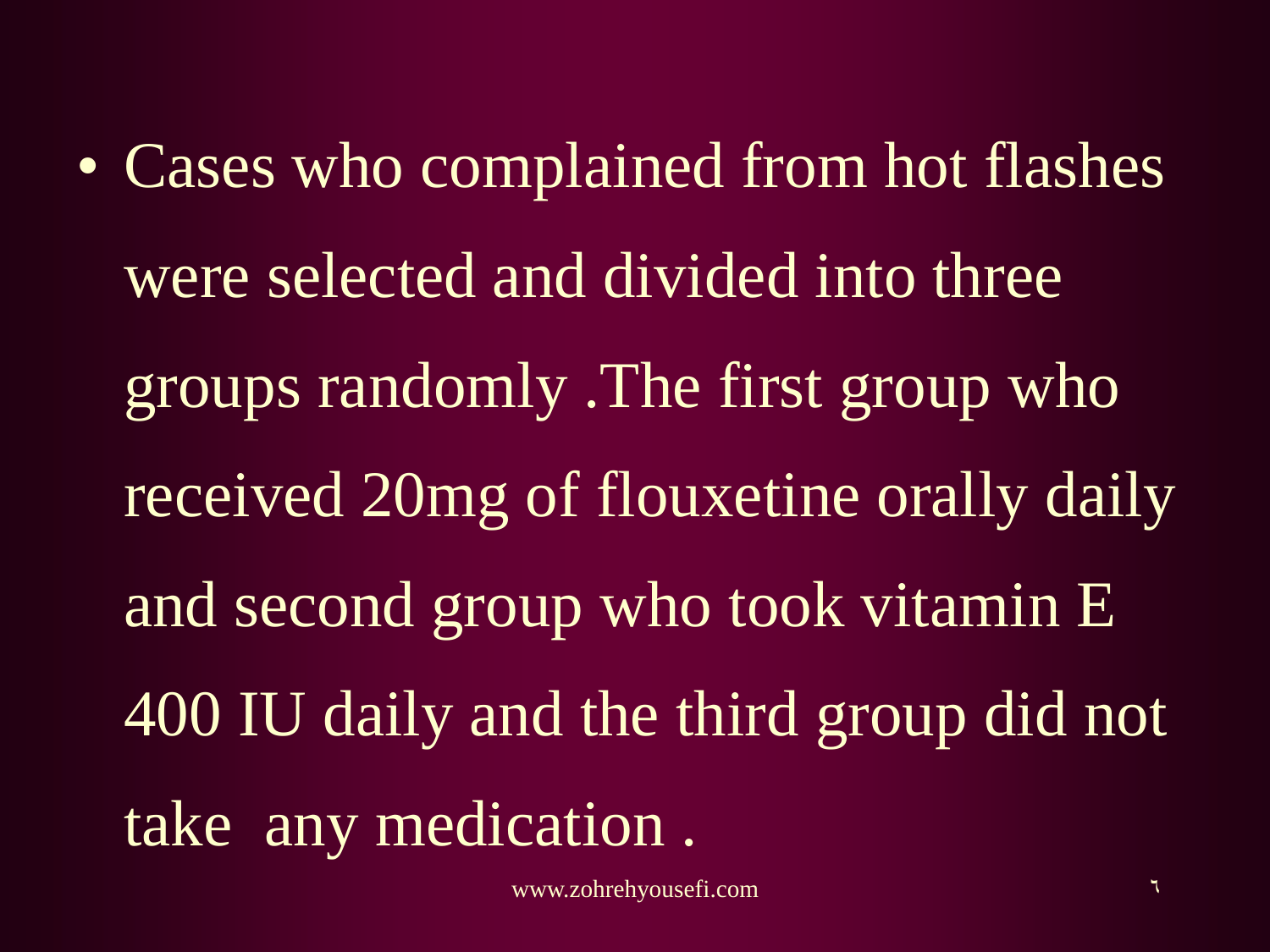- Cases who complained from hot flashes were selected and divided into three groups randomly .The first group who received 20mg of flouxetine orally daily and second group who took vitamin E 400 IU daily and the third group did not take  any medication .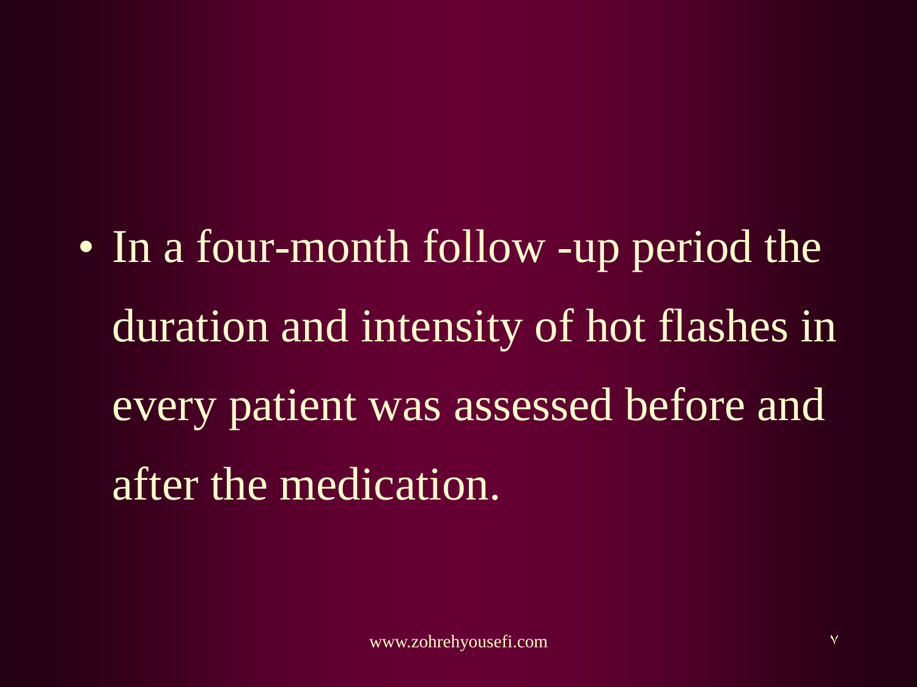- In a four-month follow -up period the duration and intensity of hot flashes in every patient was assessed before and after the medication.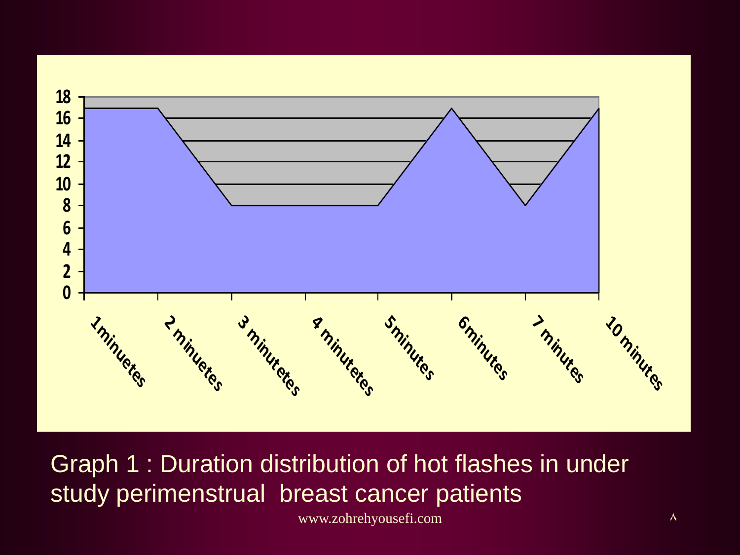Graph 1 : Duration distribution of hot flashes in under study perimenstrual breast cancer patients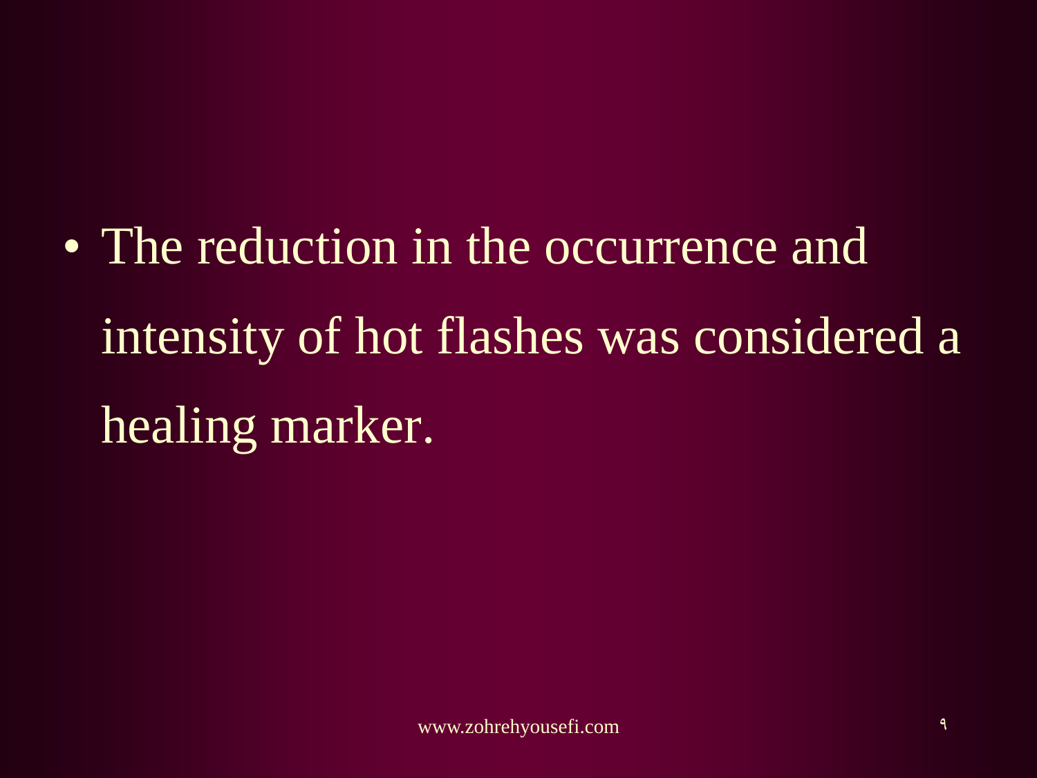- The reduction in the occurrence and intensity of hot flashes was considered a healing marker.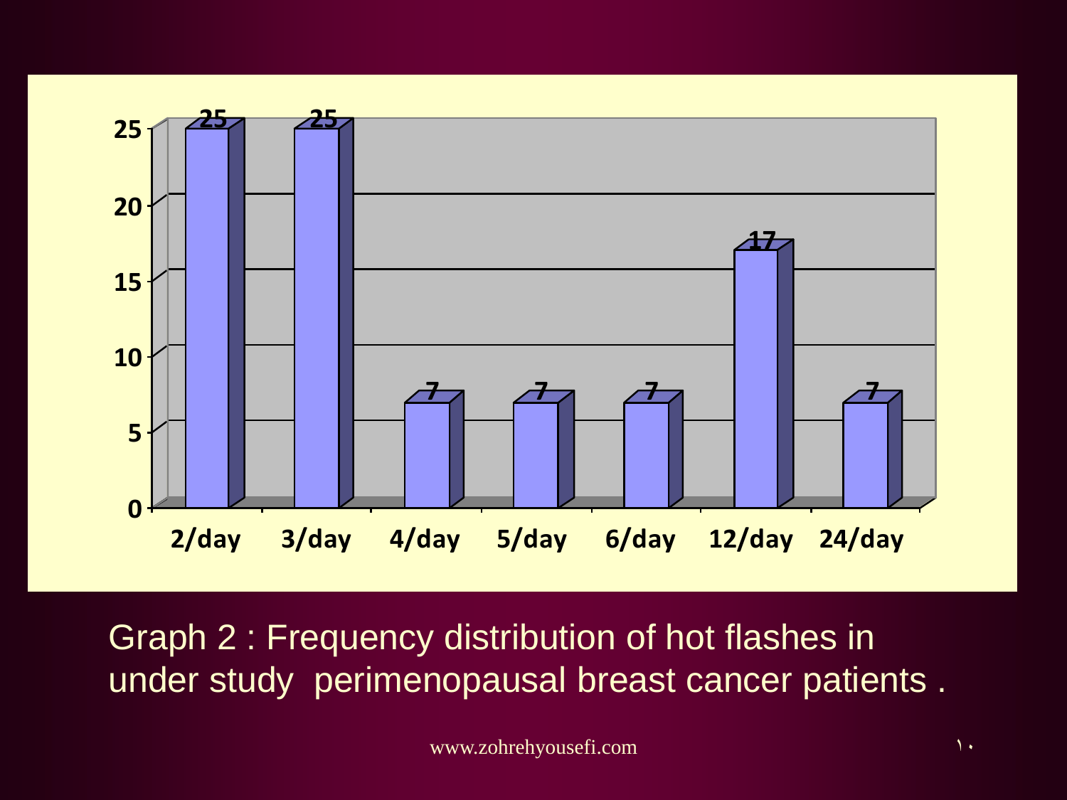| | 2/day | 3/day | 4/day | 5/day | 6/day | 12/day | 24/day |
|---|---|---|---|---|---|---|---|
| Frequency | 25 | 25 | 7 | 7 | 7 | 17 | 7 |

Graph 2 : Frequency distribution of hot flashes in under study perimenopausal breast cancer patients .

www.zohrehyousefi.com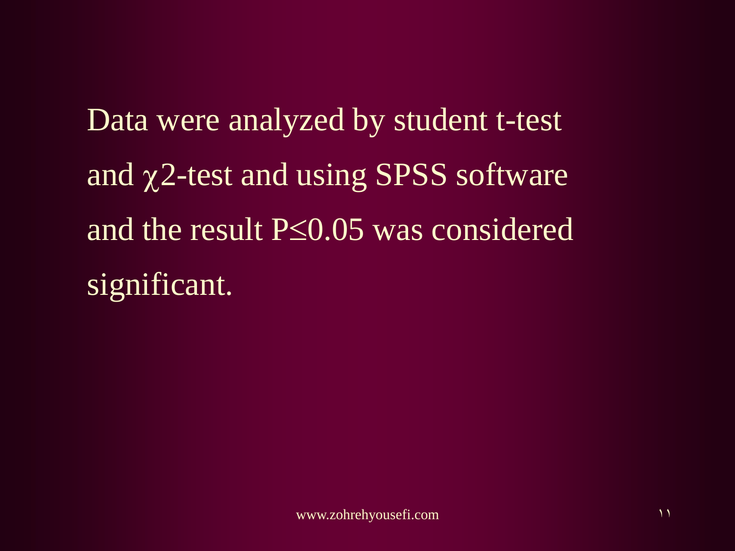Data were analyzed by student t-test and $\chi 2$-test and using SPSS software and the result $P \leq 0.05$ was considered significant.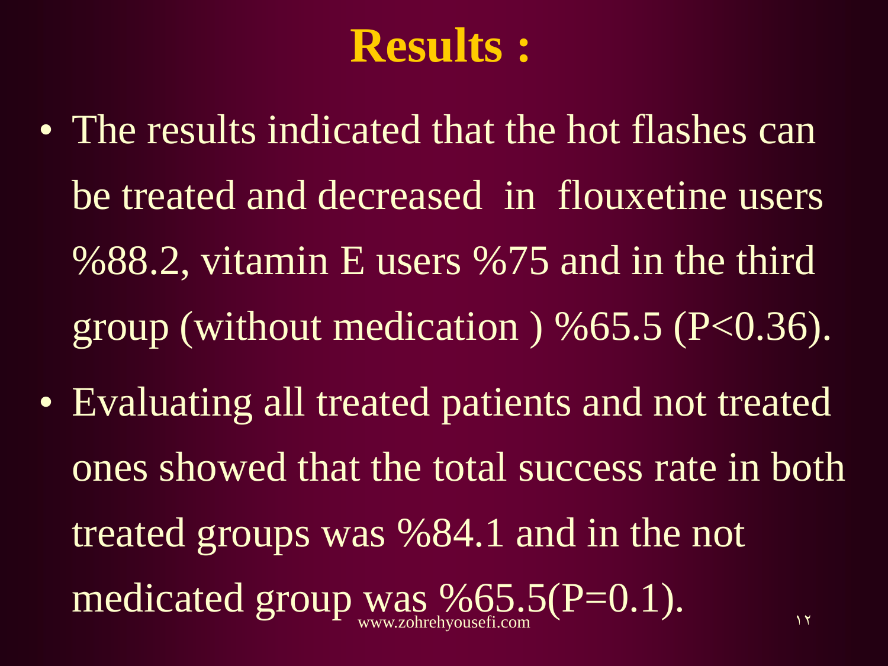# Results :

- The results indicated that the hot flashes can be treated and decreased in flouxetine users %88.2, vitamin E users %75 and in the third group (without medication ) %65.5 ($P<0.36$).
- Evaluating all treated patients and not treated ones showed that the total success rate in both treated groups was %84.1 and in the not medicated group was %65.5($P=0.1$).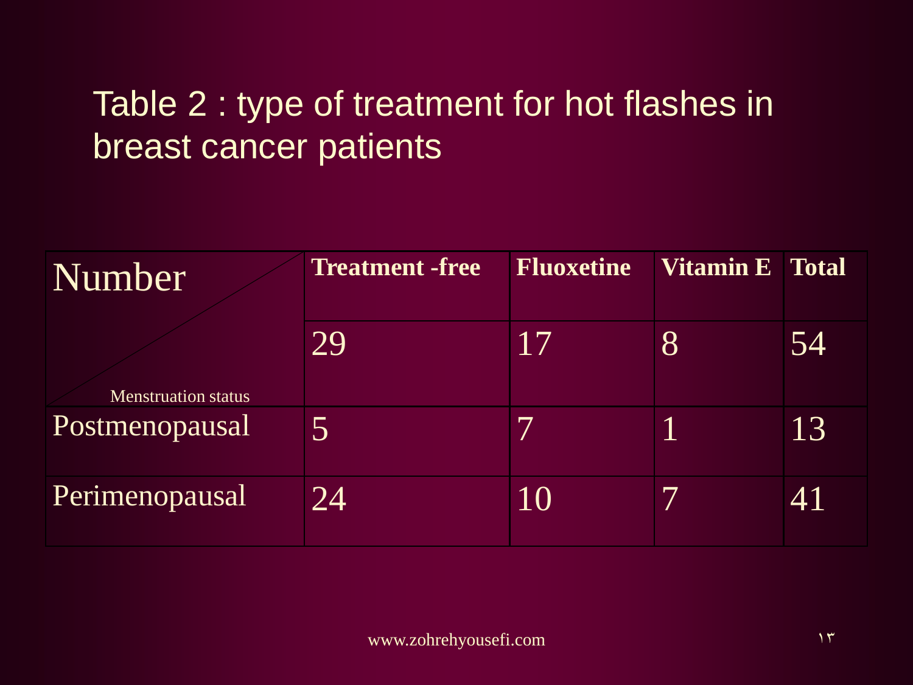## Table 2 : type of treatment for hot flashes in breast cancer patients

| Number / Menstruation status | Treatment -free | Fluoxetine | Vitamin E | Total |
|---|---|---|---|---|
| | 29 | 17 | 8 | 54 |
| Postmenopausal | 5 | 7 | 1 | 13 |
| Perimenopausal | 24 | 10 | 7 | 41 |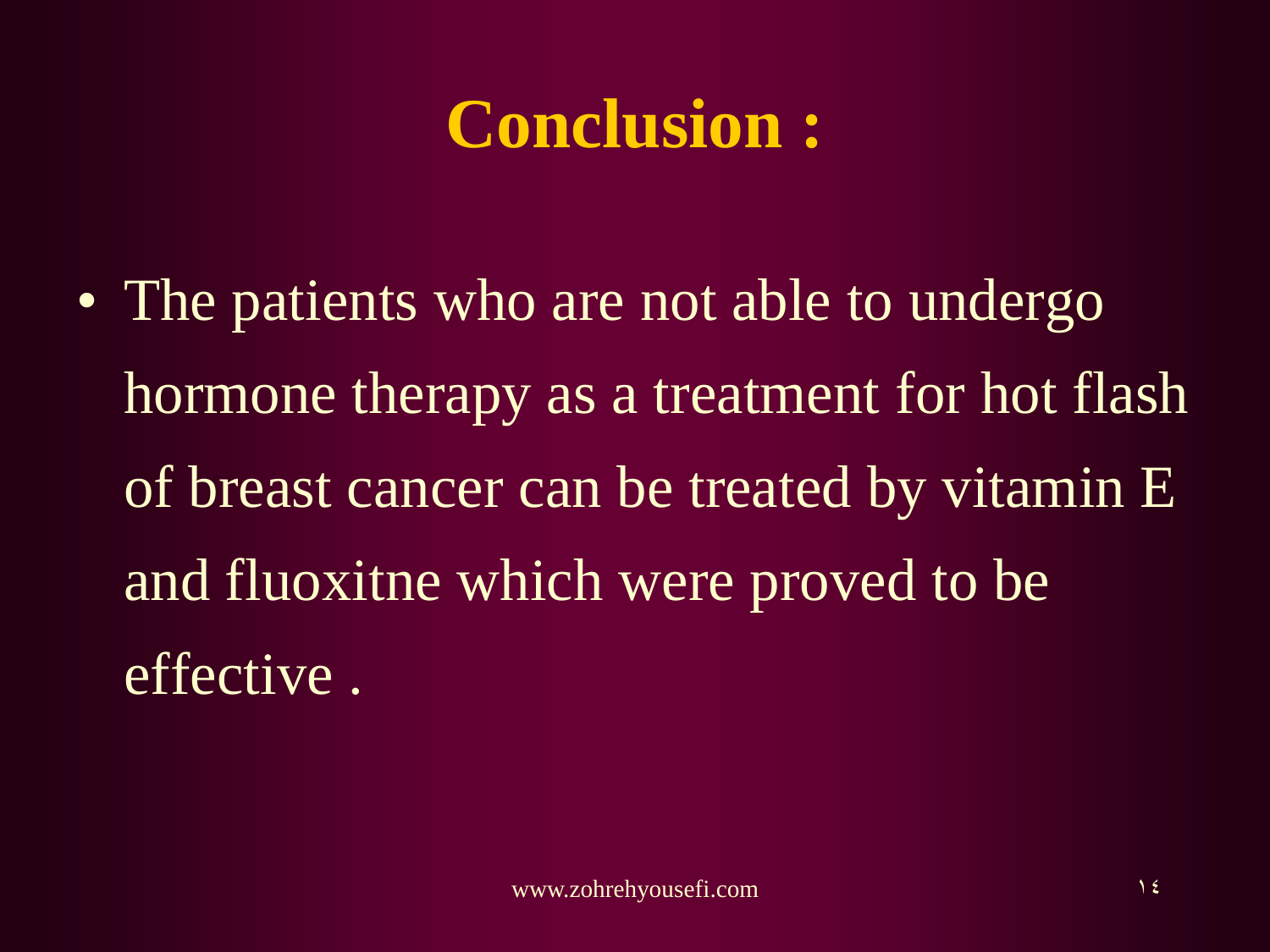# Conclusion :

- The patients who are not able to undergo hormone therapy as a treatment for hot flash of breast cancer can be treated by vitamin E and fluoxitne which were proved to be effective .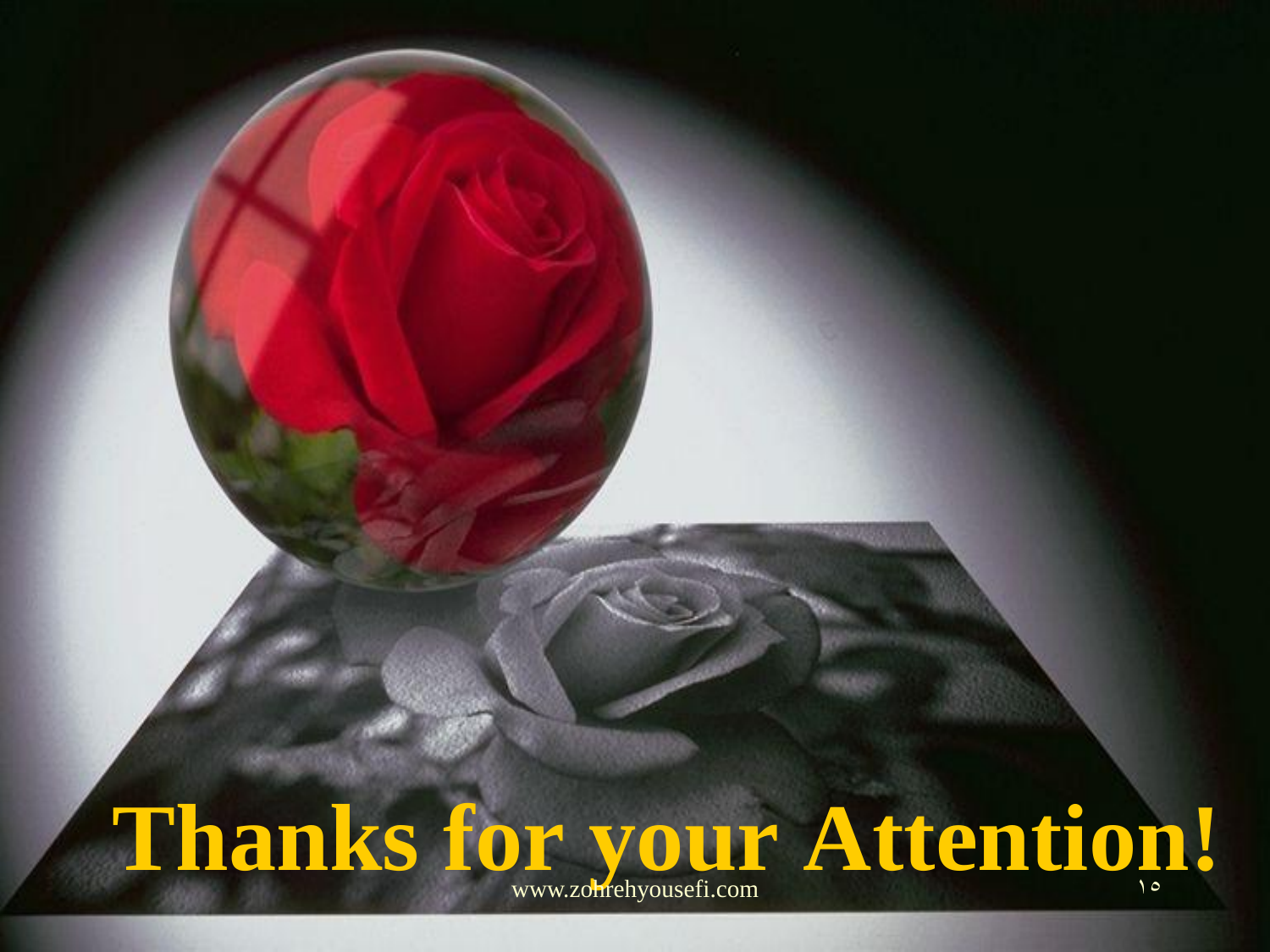# Thanks for your Attention!